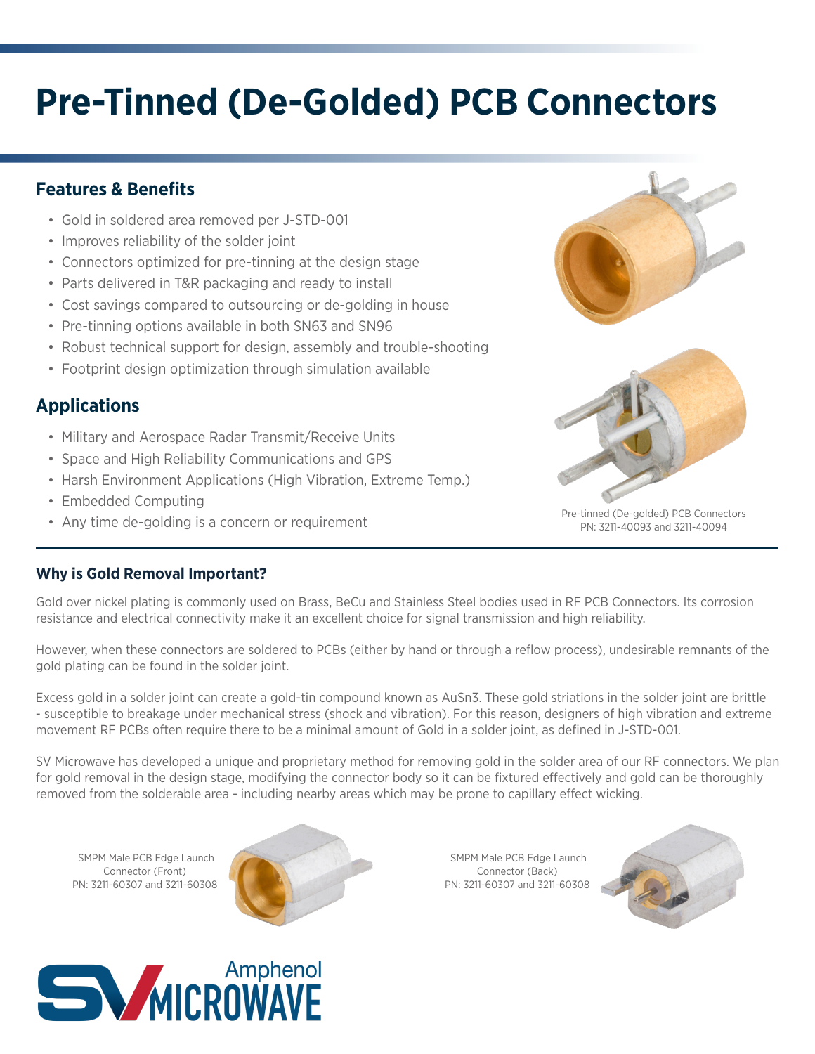# Pre-Tinned (De-Golded) PCB Connectors

## Features & Benefits

- Gold in soldered area removed per J-STD-001
- Improves reliability of the solder joint
- Connectors optimized for pre-tinning at the design stage
- Parts delivered in T&R packaging and ready to install
- Cost savings compared to outsourcing or de-golding in house
- Pre-tinning options available in both SN63 and SN96
- Robust technical support for design, assembly and trouble-shooting
- Footprint design optimization through simulation available

## Applications

- Military and Aerospace Radar Transmit/Receive Units
- Space and High Reliability Communications and GPS
- Harsh Environment Applications (High Vibration, Extreme Temp.)
- Embedded Computing
- Any time de-golding is a concern or requirement

Pre-tinned (De-golded) PCB Connectors
PN: 3211-40093 and 3211-40094

### Why is Gold Removal Important?

Gold over nickel plating is commonly used on Brass, BeCu and Stainless Steel bodies used in RF PCB Connectors. Its corrosion resistance and electrical connectivity make it an excellent choice for signal transmission and high reliability.

However, when these connectors are soldered to PCBs (either by hand or through a reflow process), undesirable remnants of the gold plating can be found in the solder joint.

Excess gold in a solder joint can create a gold-tin compound known as $AuSn_3$. These gold striations in the solder joint are brittle - susceptible to breakage under mechanical stress (shock and vibration). For this reason, designers of high vibration and extreme movement RF PCBs often require there to be a minimal amount of Gold in a solder joint, as defined in J-STD-001.

SV Microwave has developed a unique and proprietary method for removing gold in the solder area of our RF connectors. We plan for gold removal in the design stage, modifying the connector body so it can be fixtured effectively and gold can be thoroughly removed from the solderable area - including nearby areas which may be prone to capillary effect wicking.

SMPM Male PCB Edge Launch Connector (Front)
PN: 3211-60307 and 3211-60308

SMPM Male PCB Edge Launch Connector (Back)
PN: 3211-60307 and 3211-60308

SV Microwave Amphenol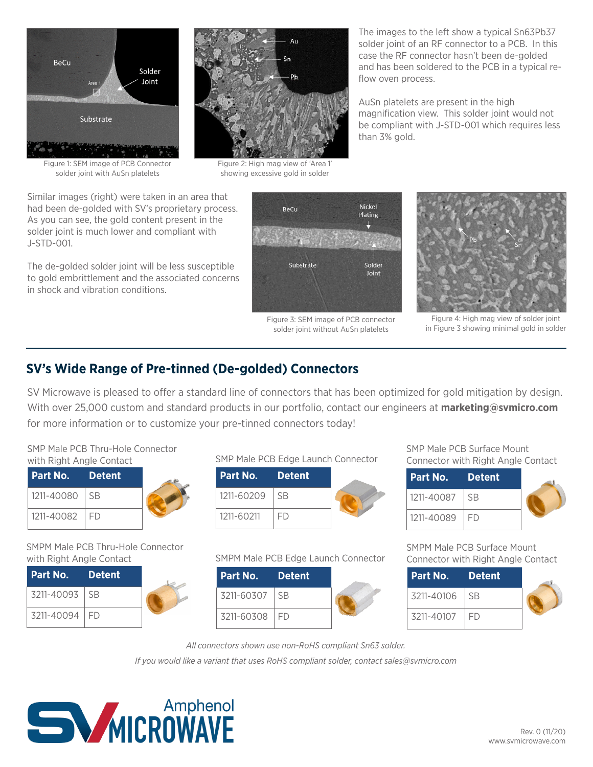Figure 1: SEM image of PCB Connector solder joint with AuSn platelets

Figure 2: High mag view of 'Area 1' showing excessive gold in solder

The images to the left show a typical Sn63Pb37 solder joint of an RF connector to a PCB. In this case the RF connector hasn't been de-golded and has been soldered to the PCB in a typical re-flow oven process.

AuSn platelets are present in the high magnification view. This solder joint would not be compliant with J-STD-001 which requires less than 3% gold.

Similar images (right) were taken in an area that had been de-golded with SV's proprietary process. As you can see, the gold content present in the solder joint is much lower and compliant with J-STD-001.

The de-golded solder joint will be less susceptible to gold embrittlement and the associated concerns in shock and vibration conditions.

Figure 3: SEM image of PCB connector solder joint without AuSn platelets

Figure 4: High mag view of solder joint in Figure 3 showing minimal gold in solder

## SV's Wide Range of Pre-tinned (De-golded) Connectors

SV Microwave is pleased to offer a standard line of connectors that has been optimized for gold mitigation by design. With over 25,000 custom and standard products in our portfolio, contact our engineers at **marketing@svmicro.com** for more information or to customize your pre-tinned connectors today!

SMP Male PCB Thru-Hole Connector with Right Angle Contact

| Part No. | Detent |
|---|---|
| 1211-40080 | SB |
| 1211-40082 | FD |

SMP Male PCB Edge Launch Connector

| Part No. | Detent |
|---|---|
| 1211-60209 | SB |
| 1211-60211 | FD |

SMP Male PCB Surface Mount Connector with Right Angle Contact

| Part No. | Detent |
|---|---|
| 1211-40087 | SB |
| 1211-40089 | FD |

SMPM Male PCB Thru-Hole Connector with Right Angle Contact

| Part No. | Detent |
|---|---|
| 3211-40093 | SB |
| 3211-40094 | FD |

SMPM Male PCB Edge Launch Connector

| Part No. | Detent |
|---|---|
| 3211-60307 | SB |
| 3211-60308 | FD |

SMPM Male PCB Surface Mount Connector with Right Angle Contact

| Part No. | Detent |
|---|---|
| 3211-40106 | SB |
| 3211-40107 | FD |

*All connectors shown use non-RoHS compliant Sn63 solder.*

*If you would like a variant that uses RoHS compliant solder, contact sales@svmicro.com*

Amphenol SV MICROWAVE

Rev. 0 (11/20)
www.svmicrowave.com